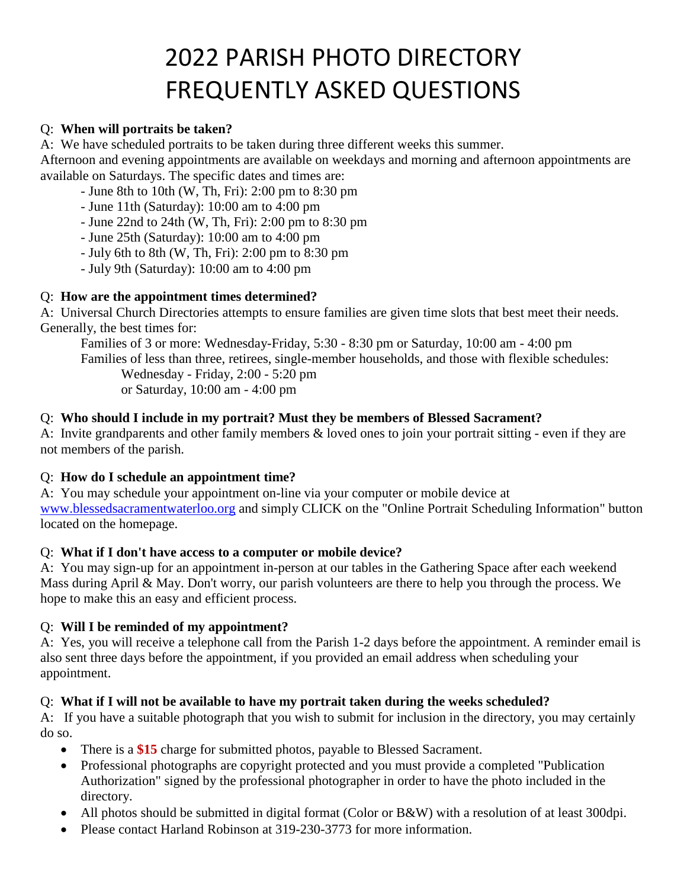# 2022 PARISH PHOTO DIRECTORY FREQUENTLY ASKED QUESTIONS

Q: **When will portraits be taken?**

A: We have scheduled portraits to be taken during three different weeks this summer. Afternoon and evening appointments are available on weekdays and morning and afternoon appointments are available on Saturdays. The specific dates and times are:

- June 8th to 10th (W, Th, Fri): 2:00 pm to 8:30 pm
- June 11th (Saturday): 10:00 am to 4:00 pm
- June 22nd to 24th (W, Th, Fri): 2:00 pm to 8:30 pm
- June 25th (Saturday): 10:00 am to 4:00 pm
- July 6th to 8th (W, Th, Fri): 2:00 pm to 8:30 pm
- July 9th (Saturday): 10:00 am to 4:00 pm

Q: **How are the appointment times determined?**

A: Universal Church Directories attempts to ensure families are given time slots that best meet their needs. Generally, the best times for:

Families of 3 or more: Wednesday-Friday, 5:30 - 8:30 pm or Saturday, 10:00 am - 4:00 pm

Families of less than three, retirees, single-member households, and those with flexible schedules:

Wednesday - Friday, 2:00 - 5:20 pm
or Saturday, 10:00 am - 4:00 pm

Q: **Who should I include in my portrait? Must they be members of Blessed Sacrament?**

A: Invite grandparents and other family members & loved ones to join your portrait sitting - even if they are not members of the parish.

Q: **How do I schedule an appointment time?**

A: You may schedule your appointment on-line via your computer or mobile device at www.blessedsacramentwaterloo.org and simply CLICK on the "Online Portrait Scheduling Information" button located on the homepage.

Q: **What if I don't have access to a computer or mobile device?**

A: You may sign-up for an appointment in-person at our tables in the Gathering Space after each weekend Mass during April & May. Don't worry, our parish volunteers are there to help you through the process. We hope to make this an easy and efficient process.

Q: **Will I be reminded of my appointment?**

A: Yes, you will receive a telephone call from the Parish 1-2 days before the appointment. A reminder email is also sent three days before the appointment, if you provided an email address when scheduling your appointment.

Q: **What if I will not be available to have my portrait taken during the weeks scheduled?**

A: If you have a suitable photograph that you wish to submit for inclusion in the directory, you may certainly do so.

- There is a **$15** charge for submitted photos, payable to Blessed Sacrament.
- Professional photographs are copyright protected and you must provide a completed "Publication Authorization" signed by the professional photographer in order to have the photo included in the directory.
- All photos should be submitted in digital format (Color or B&W) with a resolution of at least 300dpi.
- Please contact Harland Robinson at 319-230-3773 for more information.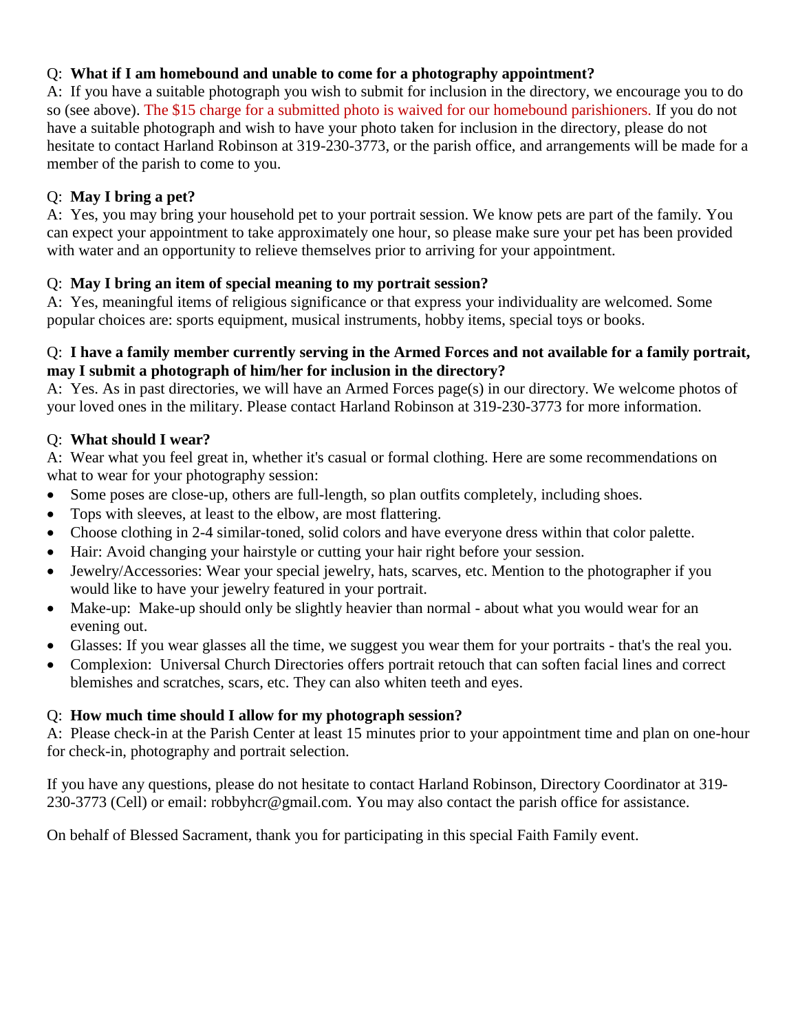Q: **What if I am homebound and unable to come for a photography appointment?**
A: If you have a suitable photograph you wish to submit for inclusion in the directory, we encourage you to do so (see above). The $15 charge for a submitted photo is waived for our homebound parishioners. If you do not have a suitable photograph and wish to have your photo taken for inclusion in the directory, please do not hesitate to contact Harland Robinson at 319-230-3773, or the parish office, and arrangements will be made for a member of the parish to come to you.

Q: **May I bring a pet?**
A: Yes, you may bring your household pet to your portrait session. We know pets are part of the family. You can expect your appointment to take approximately one hour, so please make sure your pet has been provided with water and an opportunity to relieve themselves prior to arriving for your appointment.

Q: **May I bring an item of special meaning to my portrait session?**
A: Yes, meaningful items of religious significance or that express your individuality are welcomed. Some popular choices are: sports equipment, musical instruments, hobby items, special toys or books.

Q: **I have a family member currently serving in the Armed Forces and not available for a family portrait, may I submit a photograph of him/her for inclusion in the directory?**
A: Yes. As in past directories, we will have an Armed Forces page(s) in our directory. We welcome photos of your loved ones in the military. Please contact Harland Robinson at 319-230-3773 for more information.

Q: **What should I wear?**
A: Wear what you feel great in, whether it's casual or formal clothing. Here are some recommendations on what to wear for your photography session:

- Some poses are close-up, others are full-length, so plan outfits completely, including shoes.
- Tops with sleeves, at least to the elbow, are most flattering.
- Choose clothing in 2-4 similar-toned, solid colors and have everyone dress within that color palette.
- Hair: Avoid changing your hairstyle or cutting your hair right before your session.
- Jewelry/Accessories: Wear your special jewelry, hats, scarves, etc. Mention to the photographer if you would like to have your jewelry featured in your portrait.
- Make-up: Make-up should only be slightly heavier than normal - about what you would wear for an evening out.
- Glasses: If you wear glasses all the time, we suggest you wear them for your portraits - that's the real you.
- Complexion: Universal Church Directories offers portrait retouch that can soften facial lines and correct blemishes and scratches, scars, etc. They can also whiten teeth and eyes.

Q: **How much time should I allow for my photograph session?**
A: Please check-in at the Parish Center at least 15 minutes prior to your appointment time and plan on one-hour for check-in, photography and portrait selection.

If you have any questions, please do not hesitate to contact Harland Robinson, Directory Coordinator at 319-230-3773 (Cell) or email: robbyhcr@gmail.com. You may also contact the parish office for assistance.

On behalf of Blessed Sacrament, thank you for participating in this special Faith Family event.